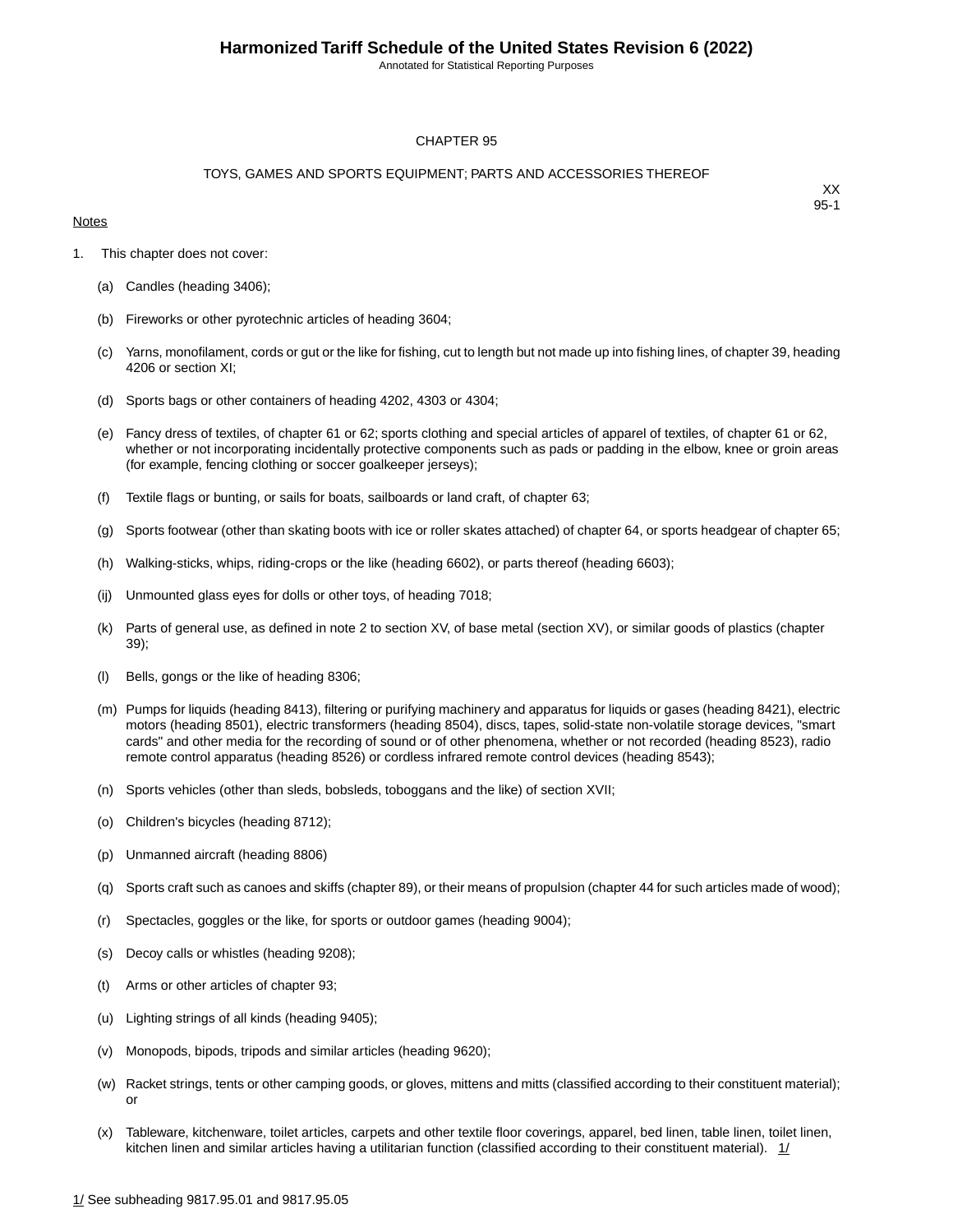# Harmonized Tariff Schedule of the United States Revision 6 (2022)

Annotated for Statistical Reporting Purposes

## CHAPTER 95

## TOYS, GAMES AND SPORTS EQUIPMENT; PARTS AND ACCESSORIES THEREOF

XX
95-1

Notes

1. This chapter does not cover:

   (a) Candles (heading 3406);

   (b) Fireworks or other pyrotechnic articles of heading 3604;

   (c) Yarns, monofilament, cords or gut or the like for fishing, cut to length but not made up into fishing lines, of chapter 39, heading 4206 or section XI;

   (d) Sports bags or other containers of heading 4202, 4303 or 4304;

   (e) Fancy dress of textiles, of chapter 61 or 62; sports clothing and special articles of apparel of textiles, of chapter 61 or 62, whether or not incorporating incidentally protective components such as pads or padding in the elbow, knee or groin areas (for example, fencing clothing or soccer goalkeeper jerseys);

   (f) Textile flags or bunting, or sails for boats, sailboards or land craft, of chapter 63;

   (g) Sports footwear (other than skating boots with ice or roller skates attached) of chapter 64, or sports headgear of chapter 65;

   (h) Walking-sticks, whips, riding-crops or the like (heading 6602), or parts thereof (heading 6603);

   (ij) Unmounted glass eyes for dolls or other toys, of heading 7018;

   (k) Parts of general use, as defined in note 2 to section XV, of base metal (section XV), or similar goods of plastics (chapter 39);

   (l) Bells, gongs or the like of heading 8306;

   (m) Pumps for liquids (heading 8413), filtering or purifying machinery and apparatus for liquids or gases (heading 8421), electric motors (heading 8501), electric transformers (heading 8504), discs, tapes, solid-state non-volatile storage devices, "smart cards" and other media for the recording of sound or of other phenomena, whether or not recorded (heading 8523), radio remote control apparatus (heading 8526) or cordless infrared remote control devices (heading 8543);

   (n) Sports vehicles (other than sleds, bobsleds, toboggans and the like) of section XVII;

   (o) Children's bicycles (heading 8712);

   (p) Unmanned aircraft (heading 8806)

   (q) Sports craft such as canoes and skiffs (chapter 89), or their means of propulsion (chapter 44 for such articles made of wood);

   (r) Spectacles, goggles or the like, for sports or outdoor games (heading 9004);

   (s) Decoy calls or whistles (heading 9208);

   (t) Arms or other articles of chapter 93;

   (u) Lighting strings of all kinds (heading 9405);

   (v) Monopods, bipods, tripods and similar articles (heading 9620);

   (w) Racket strings, tents or other camping goods, or gloves, mittens and mitts (classified according to their constituent material); or

   (x) Tableware, kitchenware, toilet articles, carpets and other textile floor coverings, apparel, bed linen, table linen, toilet linen, kitchen linen and similar articles having a utilitarian function (classified according to their constituent material). 1/

1/ See subheading 9817.95.01 and 9817.95.05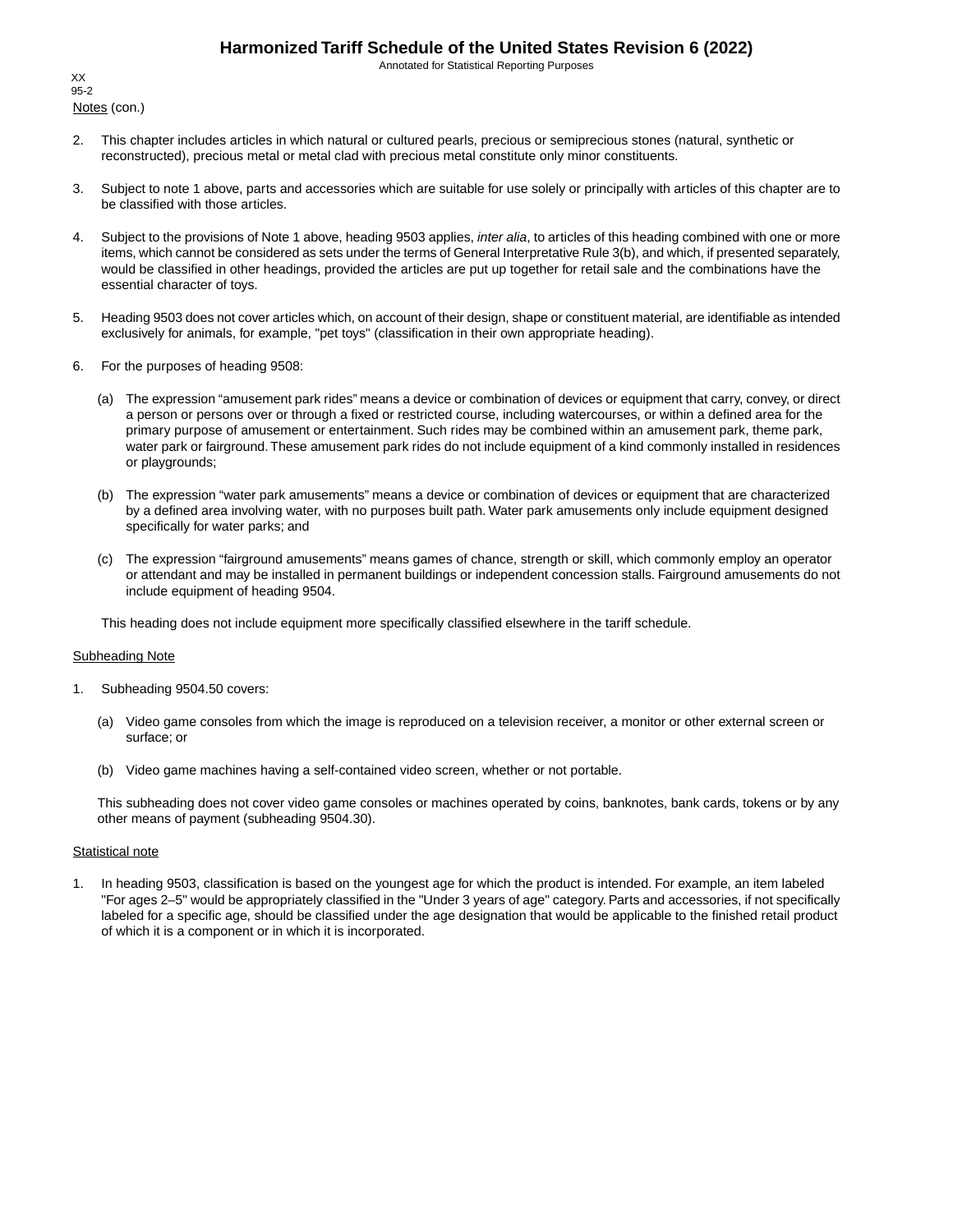XX
95-2

Notes (con.)

2. This chapter includes articles in which natural or cultured pearls, precious or semiprecious stones (natural, synthetic or reconstructed), precious metal or metal clad with precious metal constitute only minor constituents.

3. Subject to note 1 above, parts and accessories which are suitable for use solely or principally with articles of this chapter are to be classified with those articles.

4. Subject to the provisions of Note 1 above, heading 9503 applies, *inter alia*, to articles of this heading combined with one or more items, which cannot be considered as sets under the terms of General Interpretative Rule 3(b), and which, if presented separately, would be classified in other headings, provided the articles are put up together for retail sale and the combinations have the essential character of toys.

5. Heading 9503 does not cover articles which, on account of their design, shape or constituent material, are identifiable as intended exclusively for animals, for example, "pet toys" (classification in their own appropriate heading).

6. For the purposes of heading 9508:

   (a) The expression “amusement park rides” means a device or combination of devices or equipment that carry, convey, or direct a person or persons over or through a fixed or restricted course, including watercourses, or within a defined area for the primary purpose of amusement or entertainment. Such rides may be combined within an amusement park, theme park, water park or fairground. These amusement park rides do not include equipment of a kind commonly installed in residences or playgrounds;

   (b) The expression “water park amusements” means a device or combination of devices or equipment that are characterized by a defined area involving water, with no purposes built path. Water park amusements only include equipment designed specifically for water parks; and

   (c) The expression “fairground amusements” means games of chance, strength or skill, which commonly employ an operator or attendant and may be installed in permanent buildings or independent concession stalls. Fairground amusements do not include equipment of heading 9504.

   This heading does not include equipment more specifically classified elsewhere in the tariff schedule.

Subheading Note

1. Subheading 9504.50 covers:

   (a) Video game consoles from which the image is reproduced on a television receiver, a monitor or other external screen or surface; or

   (b) Video game machines having a self-contained video screen, whether or not portable.

   This subheading does not cover video game consoles or machines operated by coins, banknotes, bank cards, tokens or by any other means of payment (subheading 9504.30).

Statistical note

1. In heading 9503, classification is based on the youngest age for which the product is intended. For example, an item labeled "For ages 2–5" would be appropriately classified in the "Under 3 years of age" category. Parts and accessories, if not specifically labeled for a specific age, should be classified under the age designation that would be applicable to the finished retail product of which it is a component or in which it is incorporated.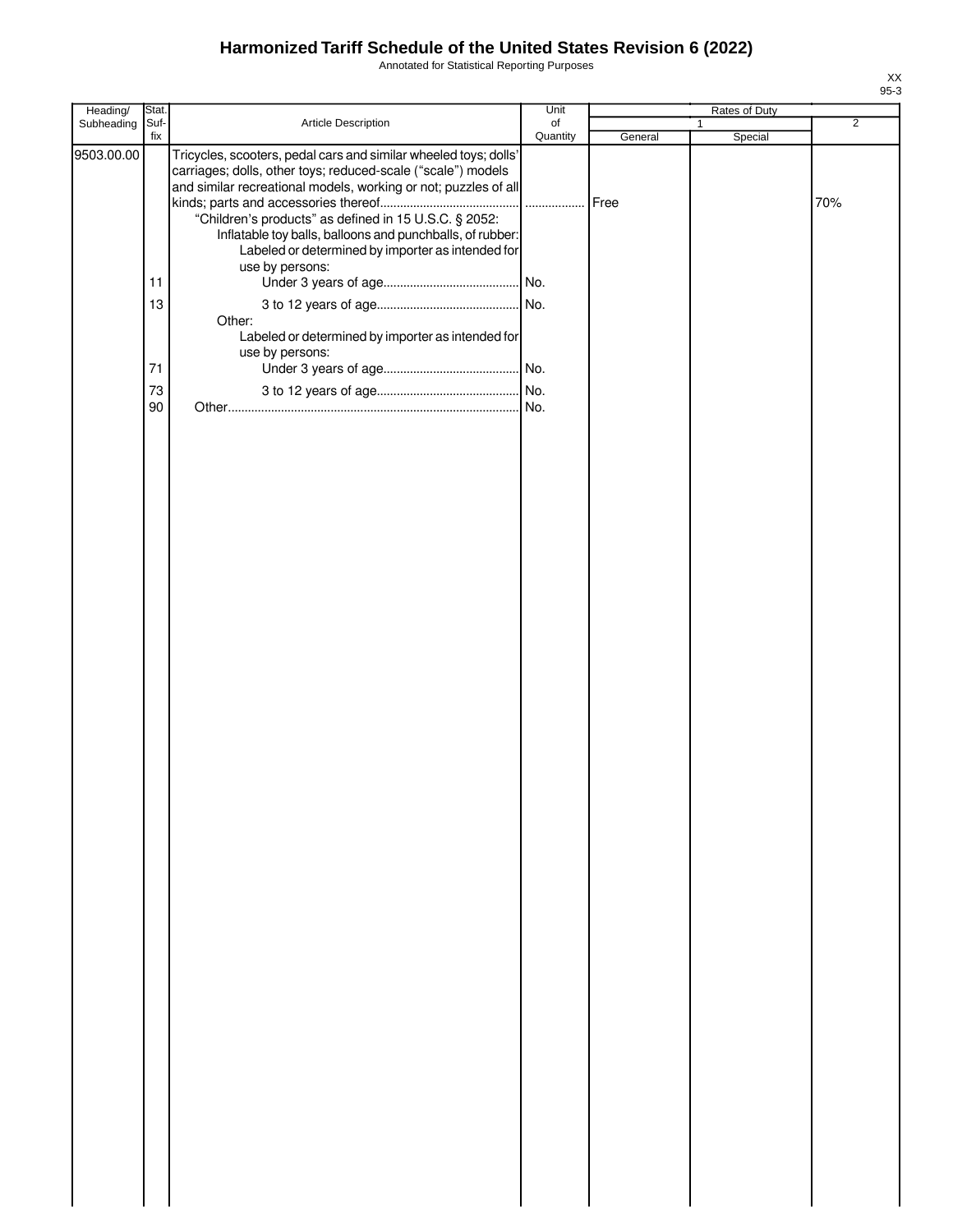# Harmonized Tariff Schedule of the United States Revision 6 (2022)

Annotated for Statistical Reporting Purposes

| Heading/ Subheading | Stat. Suf- fix | Article Description | Unit of Quantity | Rates of Duty 1 General | Special | 2 |
|---|---|---|---|---|---|---|
| 9503.00.00 | | Tricycles, scooters, pedal cars and similar wheeled toys; dolls' carriages; dolls, other toys; reduced-scale ("scale") models and similar recreational models, working or not; puzzles of all kinds; parts and accessories thereof.......................................... | ................. | Free | | 70% |
| | | "Children's products" as defined in 15 U.S.C. § 2052: | | | | |
| | | Inflatable toy balls, balloons and punchballs, of rubber: | | | | |
| | | Labeled or determined by importer as intended for use by persons: | | | | |
| | 11 | Under 3 years of age......................................... | No. | | | |
| | 13 | 3 to 12 years of age........................................... | No. | | | |
| | | Other: | | | | |
| | | Labeled or determined by importer as intended for use by persons: | | | | |
| | 71 | Under 3 years of age......................................... | No. | | | |
| | 73 | 3 to 12 years of age........................................... | No. | | | |
| | 90 | Other....................................................................................... | No. | | | |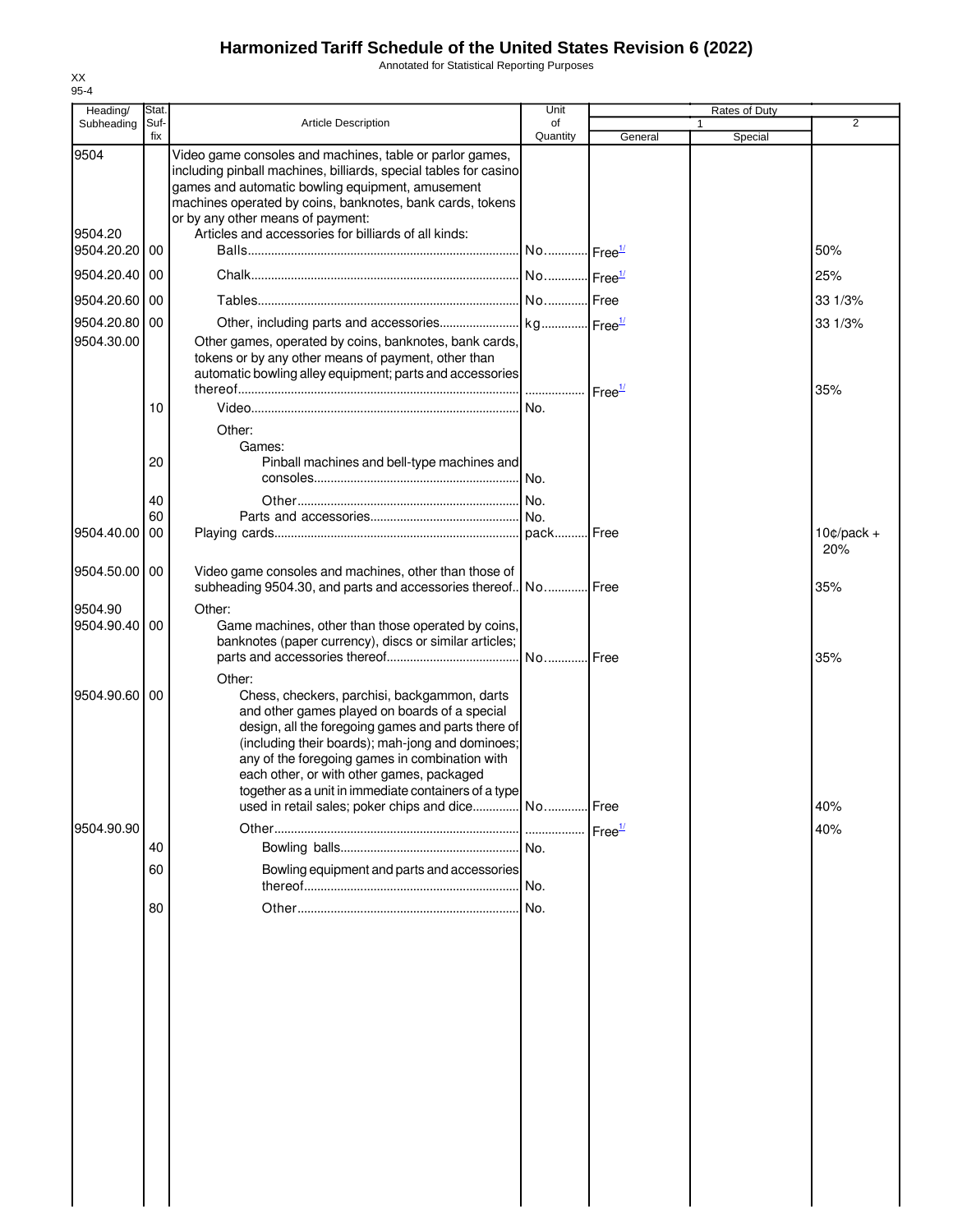# Harmonized Tariff Schedule of the United States Revision 6 (2022)

Annotated for Statistical Reporting Purposes

XX
95-4

| Heading/ Subheading | Stat. Suf- fix | Article Description | Unit of Quantity | Rates of Duty 1 General | Special | 2 |
|---|---|---|---|---|---|---|
| 9504 | | Video game consoles and machines, table or parlor games, including pinball machines, billiards, special tables for casino games and automatic bowling equipment, amusement machines operated by coins, banknotes, bank cards, tokens or by any other means of payment: | | | | |
| 9504.20 | | Articles and accessories for billiards of all kinds: | | | | |
| 9504.20.20 | 00 | Balls | No. | Free[1/] | | 50% |
| 9504.20.40 | 00 | Chalk | No. | Free[1/] | | 25% |
| 9504.20.60 | 00 | Tables | No. | Free | | 33 1/3% |
| 9504.20.80 | 00 | Other, including parts and accessories | kg | Free[1/] | | 33 1/3% |
| 9504.30.00 | | Other games, operated by coins, banknotes, bank cards, tokens or by any other means of payment, other than automatic bowling alley equipment; parts and accessories thereof | | Free[1/] | | 35% |
| | 10 | Video | No. | | | |
| | | Other: | | | | |
| | | Games: | | | | |
| | 20 | Pinball machines and bell-type machines and consoles | No. | | | |
| | 40 | Other | No. | | | |
| | 60 | Parts and accessories | No. | | | |
| 9504.40.00 | 00 | Playing cards | pack | Free | | 10¢/pack + 20% |
| 9504.50.00 | 00 | Video game consoles and machines, other than those of subheading 9504.30, and parts and accessories thereof | No. | Free | | 35% |
| 9504.90 | | Other: | | | | |
| 9504.90.40 | 00 | Game machines, other than those operated by coins, banknotes (paper currency), discs or similar articles; parts and accessories thereof | No. | Free | | 35% |
| | | Other: | | | | |
| 9504.90.60 | 00 | Chess, checkers, parchisi, backgammon, darts and other games played on boards of a special design, all the foregoing games and parts there of (including their boards); mah-jong and dominoes; any of the foregoing games in combination with each other, or with other games, packaged together as a unit in immediate containers of a type used in retail sales; poker chips and dice | No. | Free | | 40% |
| 9504.90.90 | | Other | | Free[1/] | | 40% |
| | 40 | Bowling balls | No. | | | |
| | 60 | Bowling equipment and parts and accessories thereof | No. | | | |
| | 80 | Other | No. | | | |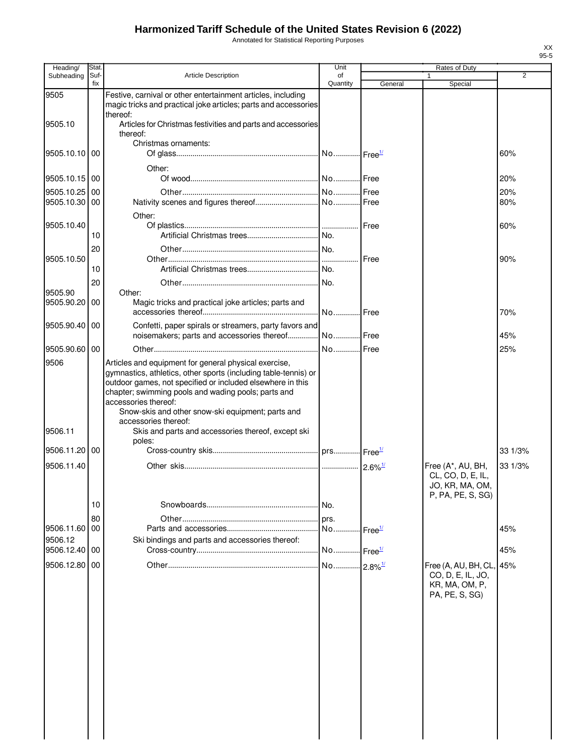# Harmonized Tariff Schedule of the United States Revision 6 (2022)

Annotated for Statistical Reporting Purposes

XX
95-5

| Heading/ Subheading | Stat. Suf- fix | Article Description | Unit of Quantity | Rates of Duty 1 General | Special | 2 |
|---|---|---|---|---|---|---|
| 9505 | | Festive, carnival or other entertainment articles, including magic tricks and practical joke articles; parts and accessories thereof: | | | | |
| 9505.10 | | Articles for Christmas festivities and parts and accessories thereof: | | | | |
| | | Christmas ornaments: | | | | |
| 9505.10.10 | 00 | Of glass | No. | Free[1/] | | 60% |
| | | Other: | | | | |
| 9505.10.15 | 00 | Of wood | No. | Free | | 20% |
| 9505.10.25 | 00 | Other | No. | Free | | 20% |
| 9505.10.30 | 00 | Nativity scenes and figures thereof | No. | Free | | 80% |
| | | Other: | | | | |
| 9505.10.40 | | Of plastics | | Free | | 60% |
| | 10 | Artificial Christmas trees | No. | | | |
| | 20 | Other | No. | | | |
| 9505.10.50 | | Other | | Free | | 90% |
| | 10 | Artificial Christmas trees | No. | | | |
| | 20 | Other | No. | | | |
| 9505.90 | | Other: | | | | |
| 9505.90.20 | 00 | Magic tricks and practical joke articles; parts and accessories thereof | No. | Free | | 70% |
| 9505.90.40 | 00 | Confetti, paper spirals or streamers, party favors and noisemakers; parts and accessories thereof | No. | Free | | 45% |
| 9505.90.60 | 00 | Other | No. | Free | | 25% |
| 9506 | | Articles and equipment for general physical exercise, gymnastics, athletics, other sports (including table-tennis) or outdoor games, not specified or included elsewhere in this chapter; swimming pools and wading pools; parts and accessories thereof: | | | | |
| | | Snow-skis and other snow-ski equipment; parts and accessories thereof: | | | | |
| 9506.11 | | Skis and parts and accessories thereof, except ski poles: | | | | |
| 9506.11.20 | 00 | Cross-country skis | prs. | Free[1/] | | 33 1/3% |
| 9506.11.40 | | Other skis | | 2.6%[1/] | Free (A*, AU, BH, CL, CO, D, E, IL, JO, KR, MA, OM, P, PA, PE, S, SG) | 33 1/3% |
| | 10 | Snowboards | No. | | | |
| | 80 | Other | prs. | | | |
| 9506.11.60 | 00 | Parts and accessories | No. | Free[1/] | | 45% |
| 9506.12 | | Ski bindings and parts and accessories thereof: | | | | |
| 9506.12.40 | 00 | Cross-country | No. | Free[1/] | | 45% |
| 9506.12.80 | 00 | Other | No. | 2.8%[1/] | Free (A, AU, BH, CL, CO, D, E, IL, JO, KR, MA, OM, P, PA, PE, S, SG) | 45% |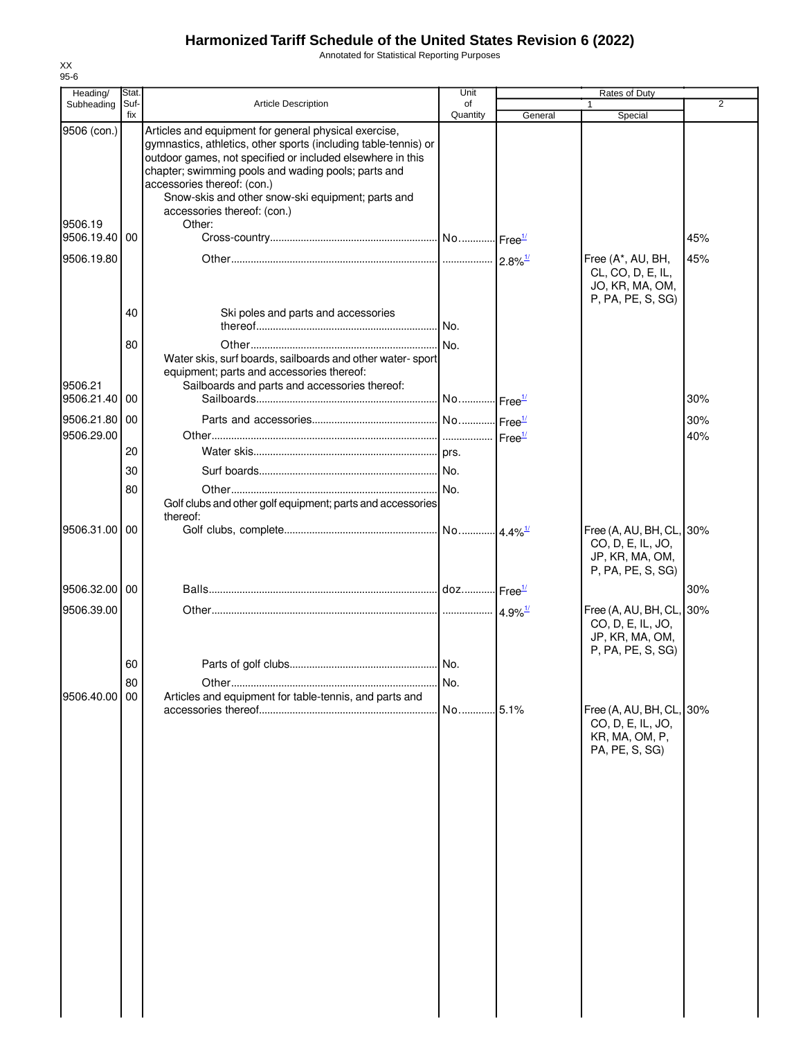# Harmonized Tariff Schedule of the United States Revision 6 (2022)

Annotated for Statistical Reporting Purposes

XX
95-6

| Heading/ Subheading | Stat. Suf-fix | Article Description | Unit of Quantity | Rates of Duty 1 General | Special | 2 |
|---|---|---|---|---|---|---|
| 9506 (con.) | | Articles and equipment for general physical exercise, gymnastics, athletics, other sports (including table-tennis) or outdoor games, not specified or included elsewhere in this chapter; swimming pools and wading pools; parts and accessories thereof: (con.) | | | | |
| | | Snow-skis and other snow-ski equipment; parts and accessories thereof: (con.) | | | | |
| 9506.19 | | Other: | | | | |
| 9506.19.40 | 00 | Cross-country | No. | Free[1/] | | 45% |
| 9506.19.80 | | Other | | 2.8%[1/] | Free (A*, AU, BH, CL, CO, D, E, IL, JO, KR, MA, OM, P, PA, PE, S, SG) | 45% |
| | 40 | Ski poles and parts and accessories thereof | No. | | | |
| | 80 | Other | No. | | | |
| | | Water skis, surf boards, sailboards and other water- sport equipment; parts and accessories thereof: | | | | |
| 9506.21 | | Sailboards and parts and accessories thereof: | | | | |
| 9506.21.40 | 00 | Sailboards | No. | Free[1/] | | 30% |
| 9506.21.80 | 00 | Parts and accessories | No. | Free[1/] | | 30% |
| 9506.29.00 | | Other | | Free[1/] | | 40% |
| | 20 | Water skis | prs. | | | |
| | 30 | Surf boards | No. | | | |
| | 80 | Other | No. | | | |
| | | Golf clubs and other golf equipment; parts and accessories thereof: | | | | |
| 9506.31.00 | 00 | Golf clubs, complete | No. | 4.4%[1/] | Free (A, AU, BH, CL, CO, D, E, IL, JO, JP, KR, MA, OM, P, PA, PE, S, SG) | 30% |
| 9506.32.00 | 00 | Balls | doz. | Free[1/] | | 30% |
| 9506.39.00 | | Other | | 4.9%[1/] | Free (A, AU, BH, CL, CO, D, E, IL, JO, JP, KR, MA, OM, P, PA, PE, S, SG) | 30% |
| | 60 | Parts of golf clubs | No. | | | |
| | 80 | Other | No. | | | |
| 9506.40.00 | 00 | Articles and equipment for table-tennis, and parts and accessories thereof | No. | 5.1% | Free (A, AU, BH, CL, CO, D, E, IL, JO, KR, MA, OM, P, PA, PE, S, SG) | 30% |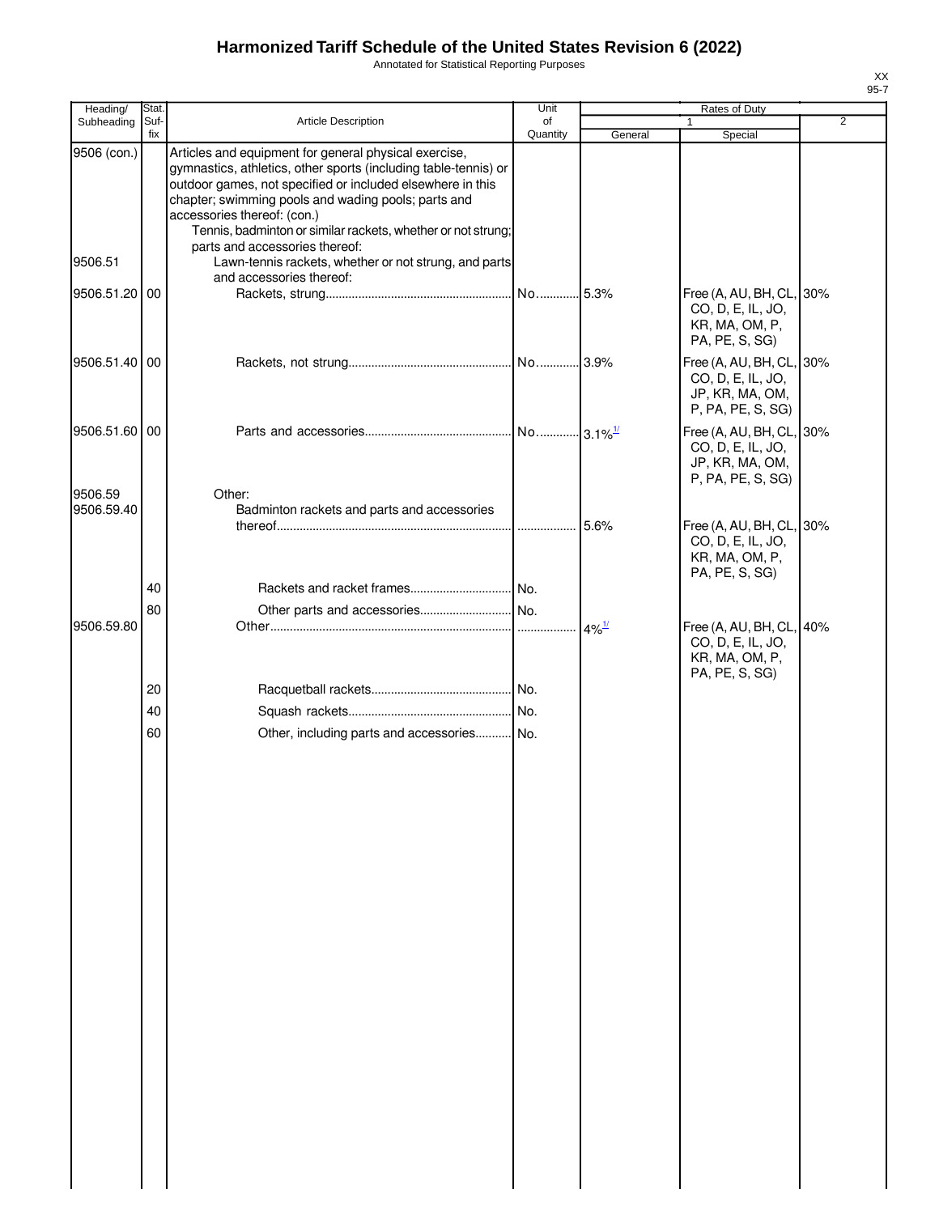# Harmonized Tariff Schedule of the United States Revision 6 (2022)

Annotated for Statistical Reporting Purposes

XX
95-7

| Heading/ Subheading | Stat. Suf- fix | Article Description | Unit of Quantity | Rates of Duty 1 General | Special | 2 |
|---|---|---|---|---|---|---|
| 9506 (con.) | | Articles and equipment for general physical exercise, gymnastics, athletics, other sports (including table-tennis) or outdoor games, not specified or included elsewhere in this chapter; swimming pools and wading pools; parts and accessories thereof: (con.) | | | | |
| | | Tennis, badminton or similar rackets, whether or not strung; parts and accessories thereof: | | | | |
| 9506.51 | | Lawn-tennis rackets, whether or not strung, and parts and accessories thereof: | | | | |
| 9506.51.20 | 00 | Rackets, strung | No. | 5.3% | Free (A, AU, BH, CL, CO, D, E, IL, JO, KR, MA, OM, P, PA, PE, S, SG) | 30% |
| 9506.51.40 | 00 | Rackets, not strung | No. | 3.9% | Free (A, AU, BH, CL, CO, D, E, IL, JO, JP, KR, MA, OM, P, PA, PE, S, SG) | 30% |
| 9506.51.60 | 00 | Parts and accessories | No. | 3.1%[1/] | Free (A, AU, BH, CL, CO, D, E, IL, JO, JP, KR, MA, OM, P, PA, PE, S, SG) | 30% |
| 9506.59 | | Other: | | | | |
| 9506.59.40 | | Badminton rackets and parts and accessories thereof | | 5.6% | Free (A, AU, BH, CL, CO, D, E, IL, JO, KR, MA, OM, P, PA, PE, S, SG) | 30% |
| | 40 | Rackets and racket frames | No. | | | |
| | 80 | Other parts and accessories | No. | | | |
| 9506.59.80 | | Other | | 4%[1/] | Free (A, AU, BH, CL, CO, D, E, IL, JO, KR, MA, OM, P, PA, PE, S, SG) | 40% |
| | 20 | Racquetball rackets | No. | | | |
| | 40 | Squash rackets | No. | | | |
| | 60 | Other, including parts and accessories | No. | | | |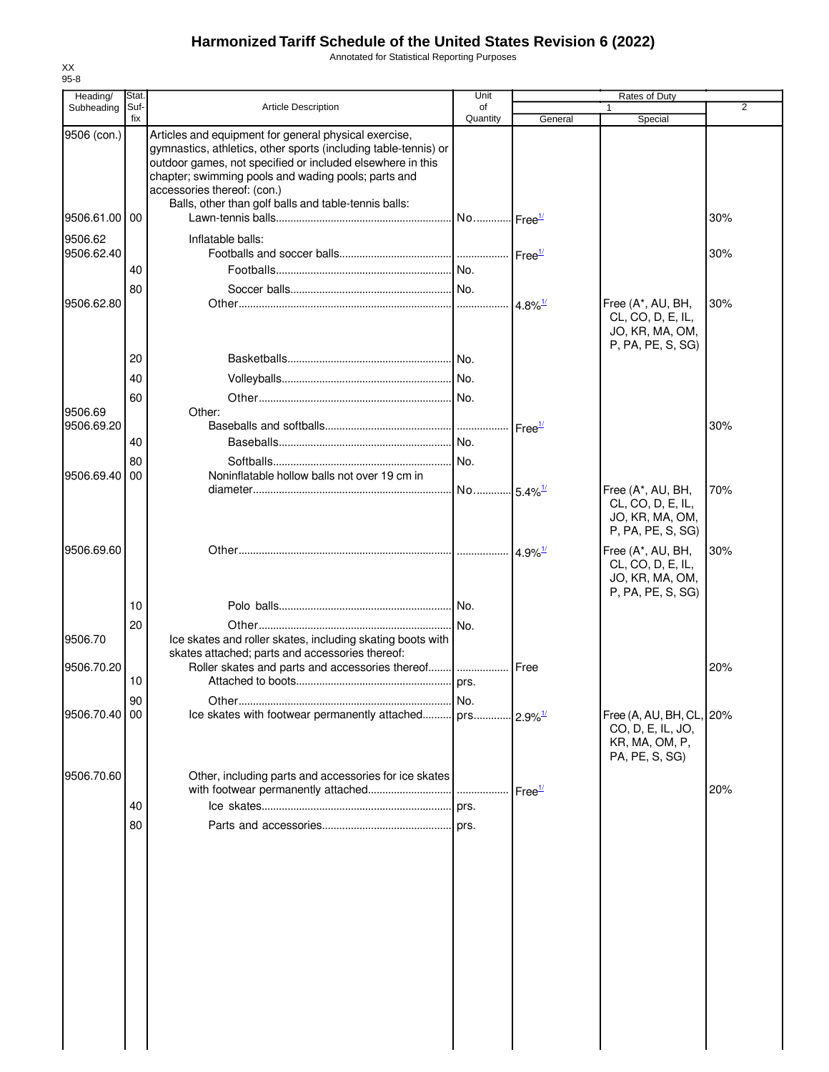# Harmonized Tariff Schedule of the United States Revision 6 (2022)

Annotated for Statistical Reporting Purposes

| Heading/ Subheading | Stat. Suf- fix | Article Description | Unit of Quantity | Rates of Duty 1 General | Special | 2 |
|---|---|---|---|---|---|---|
| 9506 (con.) | | Articles and equipment for general physical exercise, gymnastics, athletics, other sports (including table-tennis) or outdoor games, not specified or included elsewhere in this chapter; swimming pools and wading pools; parts and accessories thereof: (con.) | | | | |
| | | Balls, other than golf balls and table-tennis balls: | | | | |
| 9506.61.00 | 00 | Lawn-tennis balls | No. | Free[1/] | | 30% |
| 9506.62 | | Inflatable balls: | | | | |
| 9506.62.40 | | Footballs and soccer balls | | Free[1/] | | 30% |
| | 40 | Footballs | No. | | | |
| | 80 | Soccer balls | No. | | | |
| 9506.62.80 | | Other | | 4.8%[1/] | Free (A*, AU, BH, CL, CO, D, E, IL, JO, KR, MA, OM, P, PA, PE, S, SG) | 30% |
| | 20 | Basketballs | No. | | | |
| | 40 | Volleyballs | No. | | | |
| | 60 | Other | No. | | | |
| 9506.69 | | Other: | | | | |
| 9506.69.20 | | Baseballs and softballs | | Free[1/] | | 30% |
| | 40 | Baseballs | No. | | | |
| | 80 | Softballs | No. | | | |
| 9506.69.40 | 00 | Noninflatable hollow balls not over 19 cm in diameter | No. | 5.4%[1/] | Free (A*, AU, BH, CL, CO, D, E, IL, JO, KR, MA, OM, P, PA, PE, S, SG) | 70% |
| 9506.69.60 | | Other | | 4.9%[1/] | Free (A*, AU, BH, CL, CO, D, E, IL, JO, KR, MA, OM, P, PA, PE, S, SG) | 30% |
| | 10 | Polo balls | No. | | | |
| | 20 | Other | No. | | | |
| 9506.70 | | Ice skates and roller skates, including skating boots with skates attached; parts and accessories thereof: | | | | |
| 9506.70.20 | | Roller skates and parts and accessories thereof | | Free | | 20% |
| | 10 | Attached to boots | prs. | | | |
| | 90 | Other | No. | | | |
| 9506.70.40 | 00 | Ice skates with footwear permanently attached | prs. | 2.9%[1/] | Free (A, AU, BH, CL, CO, D, E, IL, JO, KR, MA, OM, P, PA, PE, S, SG) | 20% |
| 9506.70.60 | | Other, including parts and accessories for ice skates with footwear permanently attached | | Free[1/] | | 20% |
| | 40 | Ice skates | prs. | | | |
| | 80 | Parts and accessories | prs. | | | |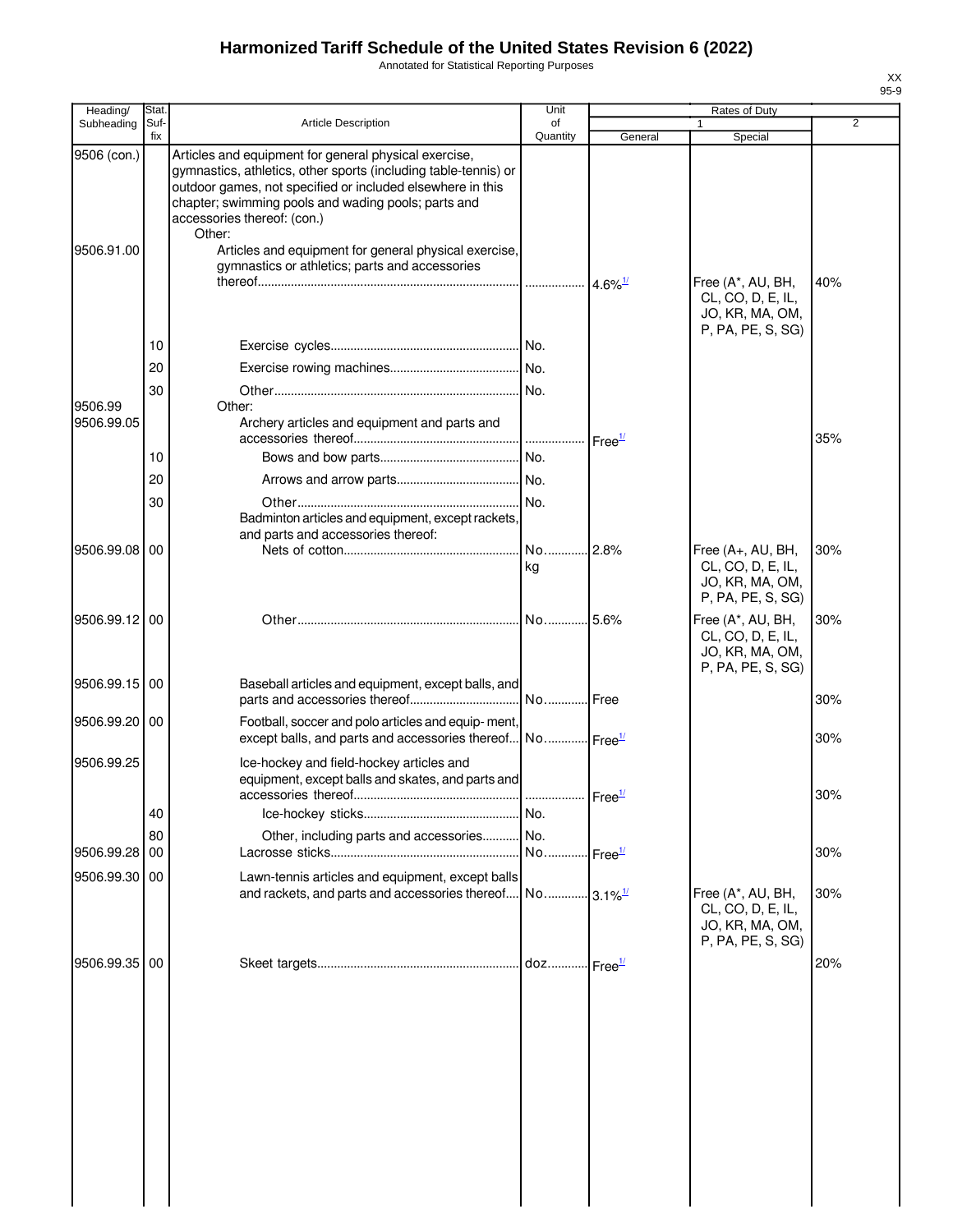# Harmonized Tariff Schedule of the United States Revision 6 (2022)

Annotated for Statistical Reporting Purposes

XX
95-9

| Heading/ Subheading | Stat. Suf- fix | Article Description | Unit of Quantity | Rates of Duty 1 General | Special | 2 |
|---|---|---|---|---|---|---|
| 9506 (con.) | | Articles and equipment for general physical exercise, gymnastics, athletics, other sports (including table-tennis) or outdoor games, not specified or included elsewhere in this chapter; swimming pools and wading pools; parts and accessories thereof: (con.) | | | | |
| | | Other: | | | | |
| 9506.91.00 | | Articles and equipment for general physical exercise, gymnastics or athletics; parts and accessories thereof | | 4.6%[1/] | Free (A*, AU, BH, CL, CO, D, E, IL, JO, KR, MA, OM, P, PA, PE, S, SG) | 40% |
| | 10 | Exercise cycles | No. | | | |
| | 20 | Exercise rowing machines | No. | | | |
| | 30 | Other | No. | | | |
| 9506.99 | | Other: | | | | |
| 9506.99.05 | | Archery articles and equipment and parts and accessories thereof | | Free[1/] | | 35% |
| | 10 | Bows and bow parts | No. | | | |
| | 20 | Arrows and arrow parts | No. | | | |
| | 30 | Other | No. | | | |
| | | Badminton articles and equipment, except rackets, and parts and accessories thereof: | | | | |
| 9506.99.08 | 00 | Nets of cotton | No. kg | 2.8% | Free (A+, AU, BH, CL, CO, D, E, IL, JO, KR, MA, OM, P, PA, PE, S, SG) | 30% |
| 9506.99.12 | 00 | Other | No. | 5.6% | Free (A*, AU, BH, CL, CO, D, E, IL, JO, KR, MA, OM, P, PA, PE, S, SG) | 30% |
| 9506.99.15 | 00 | Baseball articles and equipment, except balls, and parts and accessories thereof | No. | Free | | 30% |
| 9506.99.20 | 00 | Football, soccer and polo articles and equip- ment, except balls, and parts and accessories thereof | No. | Free[1/] | | 30% |
| 9506.99.25 | | Ice-hockey and field-hockey articles and equipment, except balls and skates, and parts and accessories thereof | | Free[1/] | | 30% |
| | 40 | Ice-hockey sticks | No. | | | |
| | 80 | Other, including parts and accessories | No. | | | |
| 9506.99.28 | 00 | Lacrosse sticks | No. | Free[1/] | | 30% |
| 9506.99.30 | 00 | Lawn-tennis articles and equipment, except balls and rackets, and parts and accessories thereof | No. | 3.1%[1/] | Free (A*, AU, BH, CL, CO, D, E, IL, JO, KR, MA, OM, P, PA, PE, S, SG) | 30% |
| 9506.99.35 | 00 | Skeet targets | doz. | Free[1/] | | 20% |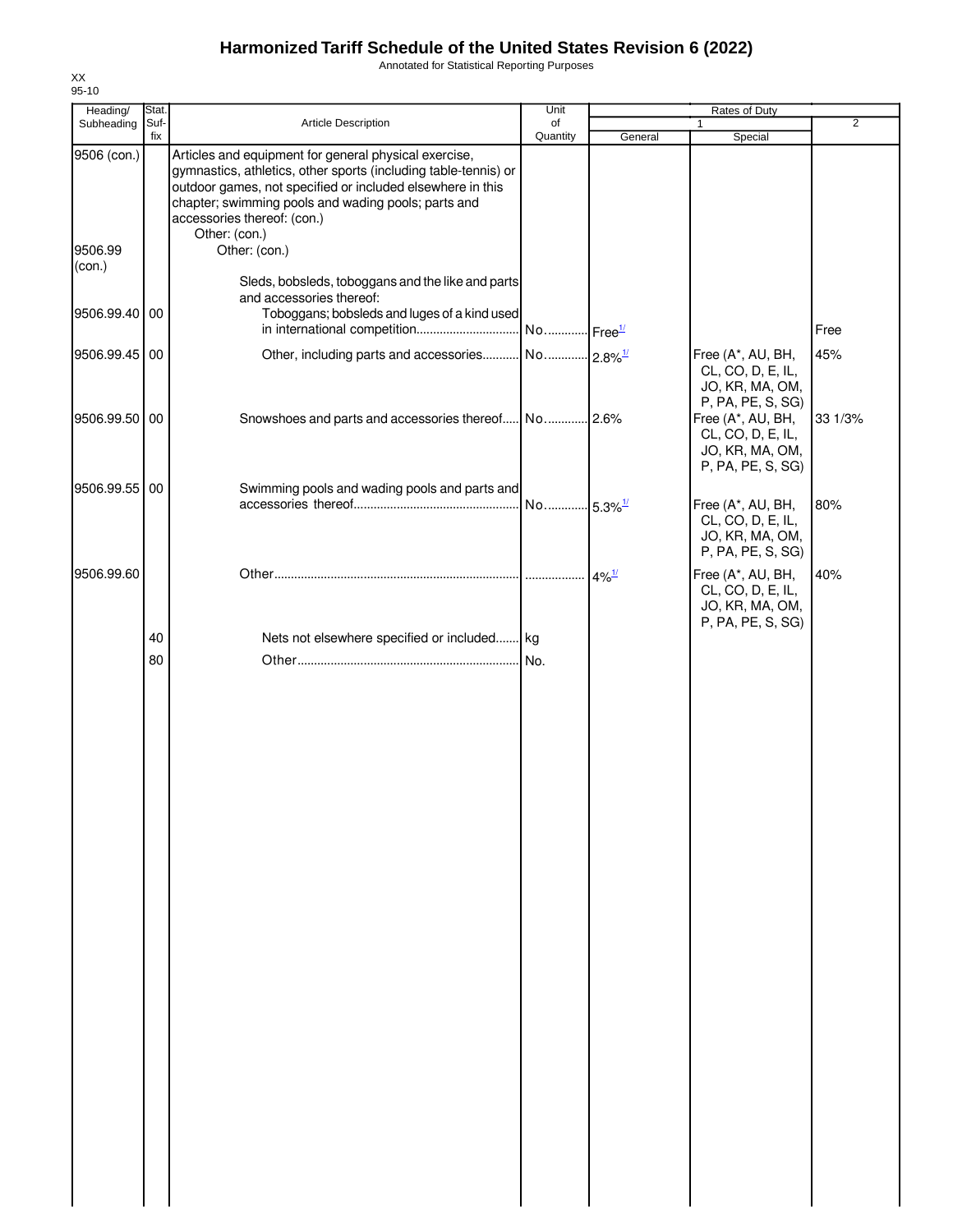# Harmonized Tariff Schedule of the United States Revision 6 (2022)

Annotated for Statistical Reporting Purposes

XX
95-10

| Heading/ Subheading | Stat. Suf- fix | Article Description | Unit of Quantity | Rates of Duty 1 General | Special | 2 |
|---|---|---|---|---|---|---|
| 9506 (con.) | | Articles and equipment for general physical exercise, gymnastics, athletics, other sports (including table-tennis) or outdoor games, not specified or included elsewhere in this chapter; swimming pools and wading pools; parts and accessories thereof: (con.) | | | | |
| | | Other: (con.) | | | | |
| 9506.99 (con.) | | Other: (con.) | | | | |
| | | Sleds, bobsleds, toboggans and the like and parts and accessories thereof: | | | | |
| 9506.99.40 | 00 | Toboggans; bobsleds and luges of a kind used in international competition | No. | Free[1/] | | Free |
| 9506.99.45 | 00 | Other, including parts and accessories | No. | 2.8%[1/] | Free (A*, AU, BH, CL, CO, D, E, IL, JO, KR, MA, OM, P, PA, PE, S, SG) | 45% |
| 9506.99.50 | 00 | Snowshoes and parts and accessories thereof | No. | 2.6% | Free (A*, AU, BH, CL, CO, D, E, IL, JO, KR, MA, OM, P, PA, PE, S, SG) | 33 1/3% |
| 9506.99.55 | 00 | Swimming pools and wading pools and parts and accessories thereof | No. | 5.3%[1/] | Free (A*, AU, BH, CL, CO, D, E, IL, JO, KR, MA, OM, P, PA, PE, S, SG) | 80% |
| 9506.99.60 | | Other | | 4%[1/] | Free (A*, AU, BH, CL, CO, D, E, IL, JO, KR, MA, OM, P, PA, PE, S, SG) | 40% |
| | 40 | Nets not elsewhere specified or included | kg | | | |
| | 80 | Other | No. | | | |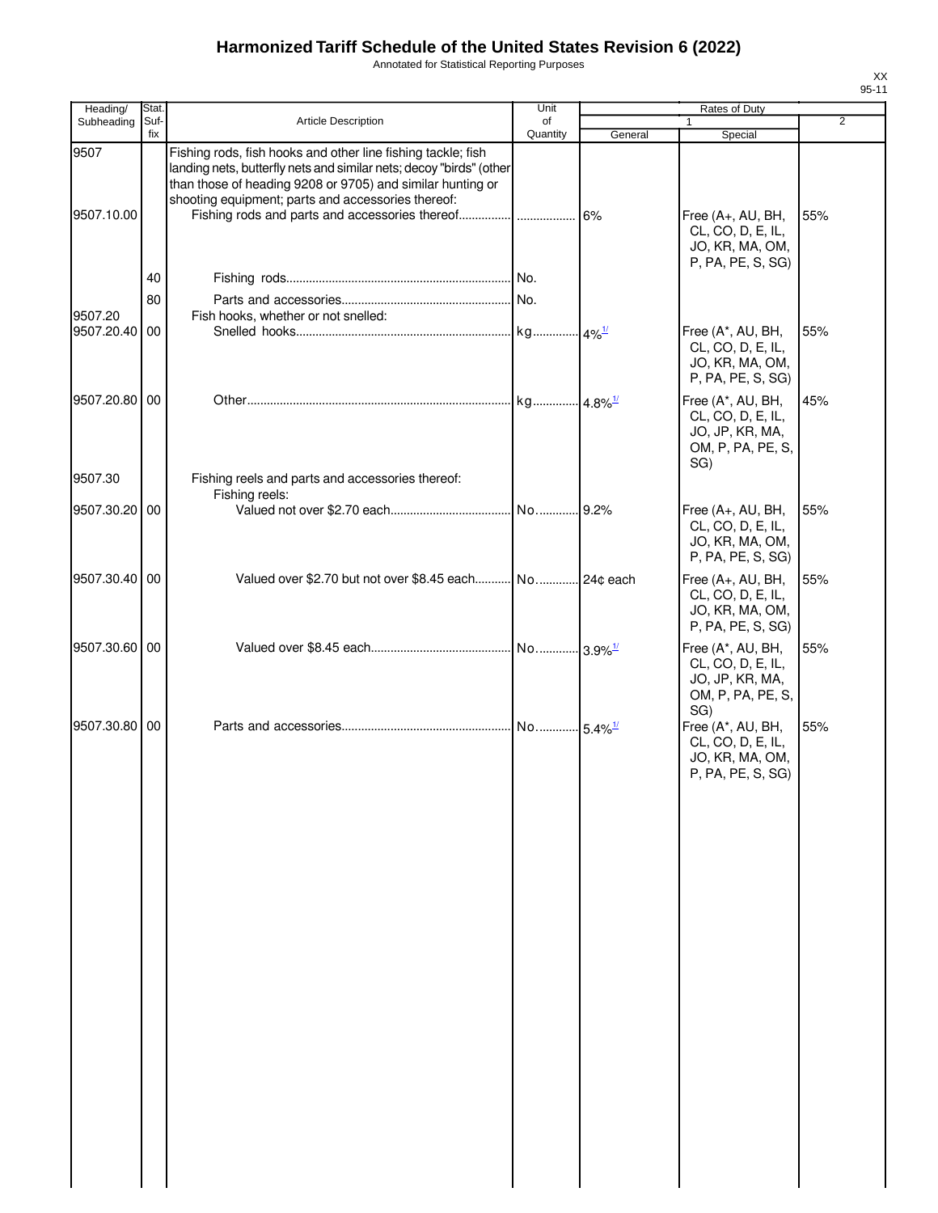# Harmonized Tariff Schedule of the United States Revision 6 (2022)

Annotated for Statistical Reporting Purposes

XX
95-11

| Heading/ Subheading | Stat. Suf- fix | Article Description | Unit of Quantity | Rates of Duty 1 General | Special | 2 |
|---|---|---|---|---|---|---|
| 9507 | | Fishing rods, fish hooks and other line fishing tackle; fish landing nets, butterfly nets and similar nets; decoy "birds" (other than those of heading 9208 or 9705) and similar hunting or shooting equipment; parts and accessories thereof: | | | | |
| 9507.10.00 | | Fishing rods and parts and accessories thereof | | 6% | Free (A+, AU, BH, CL, CO, D, E, IL, JO, KR, MA, OM, P, PA, PE, S, SG) | 55% |
| | 40 | Fishing rods | No. | | | |
| | 80 | Parts and accessories | No. | | | |
| 9507.20 | | Fish hooks, whether or not snelled: | | | | |
| 9507.20.40 | 00 | Snelled hooks | kg | 4%[1/] | Free (A*, AU, BH, CL, CO, D, E, IL, JO, KR, MA, OM, P, PA, PE, S, SG) | 55% |
| 9507.20.80 | 00 | Other | kg | 4.8%[1/] | Free (A*, AU, BH, CL, CO, D, E, IL, JO, JP, KR, MA, OM, P, PA, PE, S, SG) | 45% |
| 9507.30 | | Fishing reels and parts and accessories thereof: | | | | |
| | | Fishing reels: | | | | |
| 9507.30.20 | 00 | Valued not over $2.70 each | No. | 9.2% | Free (A+, AU, BH, CL, CO, D, E, IL, JO, KR, MA, OM, P, PA, PE, S, SG) | 55% |
| 9507.30.40 | 00 | Valued over $2.70 but not over $8.45 each | No. | 24¢ each | Free (A+, AU, BH, CL, CO, D, E, IL, JO, KR, MA, OM, P, PA, PE, S, SG) | 55% |
| 9507.30.60 | 00 | Valued over $8.45 each | No. | 3.9%[1/] | Free (A*, AU, BH, CL, CO, D, E, IL, JO, JP, KR, MA, OM, P, PA, PE, S, SG) | 55% |
| 9507.30.80 | 00 | Parts and accessories | No. | 5.4%[1/] | Free (A*, AU, BH, CL, CO, D, E, IL, JO, KR, MA, OM, P, PA, PE, S, SG) | 55% |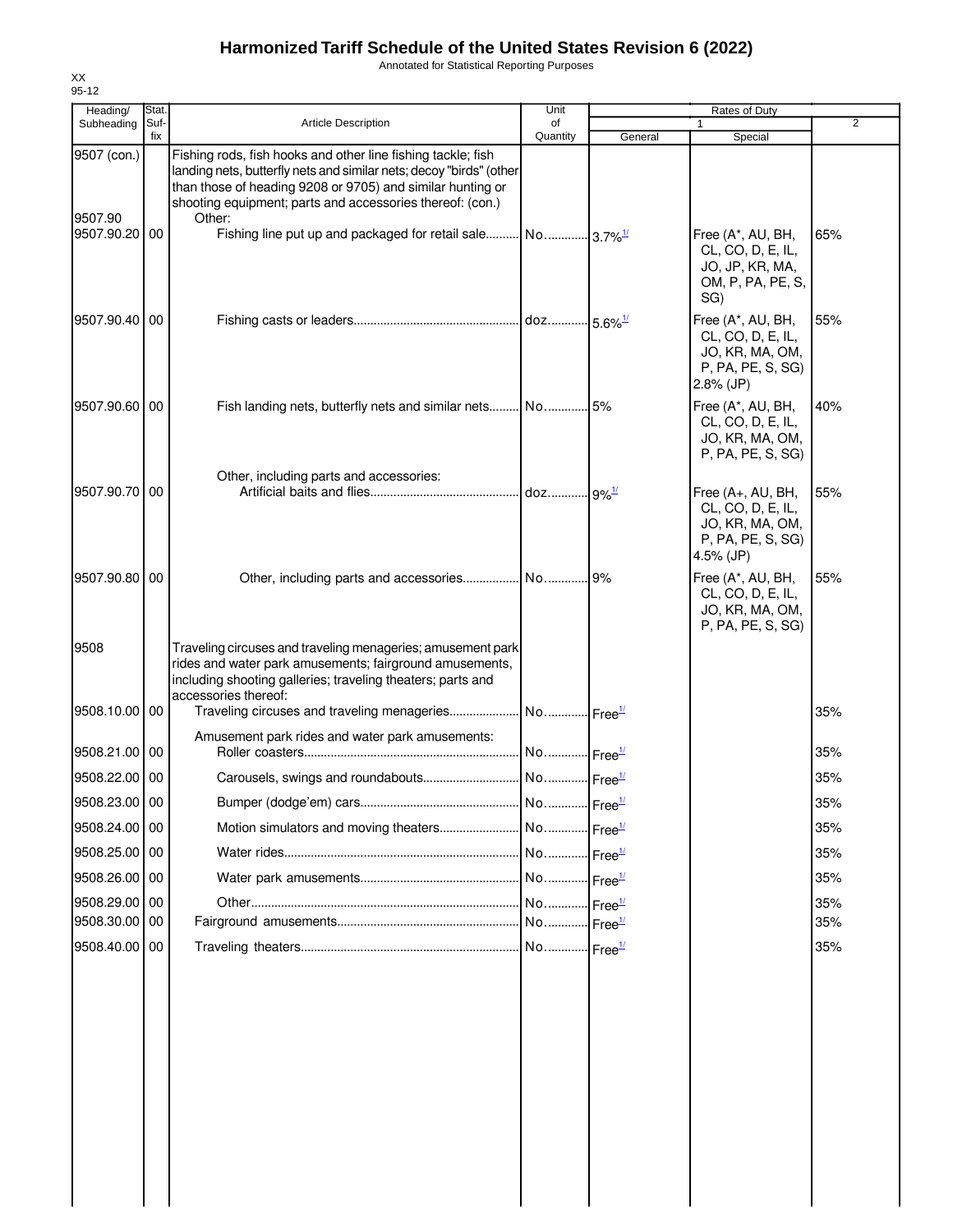# Harmonized Tariff Schedule of the United States Revision 6 (2022)

Annotated for Statistical Reporting Purposes

XX
95-12

| Heading/ Subheading | Stat. Suf- fix | Article Description | Unit of Quantity | Rates of Duty 1 General | Special | 2 |
|---|---|---|---|---|---|---|
| 9507 (con.) | | Fishing rods, fish hooks and other line fishing tackle; fish landing nets, butterfly nets and similar nets; decoy "birds" (other than those of heading 9208 or 9705) and similar hunting or shooting equipment; parts and accessories thereof: (con.) | | | | |
| 9507.90 | | Other: | | | | |
| 9507.90.20 | 00 | Fishing line put up and packaged for retail sale | No. | 3.7%[1/] | Free (A*, AU, BH, CL, CO, D, E, IL, JO, JP, KR, MA, OM, P, PA, PE, S, SG) | 65% |
| 9507.90.40 | 00 | Fishing casts or leaders | doz. | 5.6%[1/] | Free (A*, AU, BH, CL, CO, D, E, IL, JO, KR, MA, OM, P, PA, PE, S, SG) 2.8% (JP) | 55% |
| 9507.90.60 | 00 | Fish landing nets, butterfly nets and similar nets | No. | 5% | Free (A*, AU, BH, CL, CO, D, E, IL, JO, KR, MA, OM, P, PA, PE, S, SG) | 40% |
| | | Other, including parts and accessories: | | | | |
| 9507.90.70 | 00 | Artificial baits and flies | doz. | 9%[1/] | Free (A+, AU, BH, CL, CO, D, E, IL, JO, KR, MA, OM, P, PA, PE, S, SG) 4.5% (JP) | 55% |
| 9507.90.80 | 00 | Other, including parts and accessories | No. | 9% | Free (A*, AU, BH, CL, CO, D, E, IL, JO, KR, MA, OM, P, PA, PE, S, SG) | 55% |
| 9508 | | Traveling circuses and traveling menageries; amusement park rides and water park amusements; fairground amusements, including shooting galleries; traveling theaters; parts and accessories thereof: | | | | |
| 9508.10.00 | 00 | Traveling circuses and traveling menageries | No. | Free[1/] | | 35% |
| | | Amusement park rides and water park amusements: | | | | |
| 9508.21.00 | 00 | Roller coasters | No. | Free[1/] | | 35% |
| 9508.22.00 | 00 | Carousels, swings and roundabouts | No. | Free[1/] | | 35% |
| 9508.23.00 | 00 | Bumper (dodge'em) cars | No. | Free[1/] | | 35% |
| 9508.24.00 | 00 | Motion simulators and moving theaters | No. | Free[1/] | | 35% |
| 9508.25.00 | 00 | Water rides | No. | Free[1/] | | 35% |
| 9508.26.00 | 00 | Water park amusements | No. | Free[1/] | | 35% |
| 9508.29.00 | 00 | Other | No. | Free[1/] | | 35% |
| 9508.30.00 | 00 | Fairground amusements | No. | Free[1/] | | 35% |
| 9508.40.00 | 00 | Traveling theaters | No. | Free[1/] | | 35% |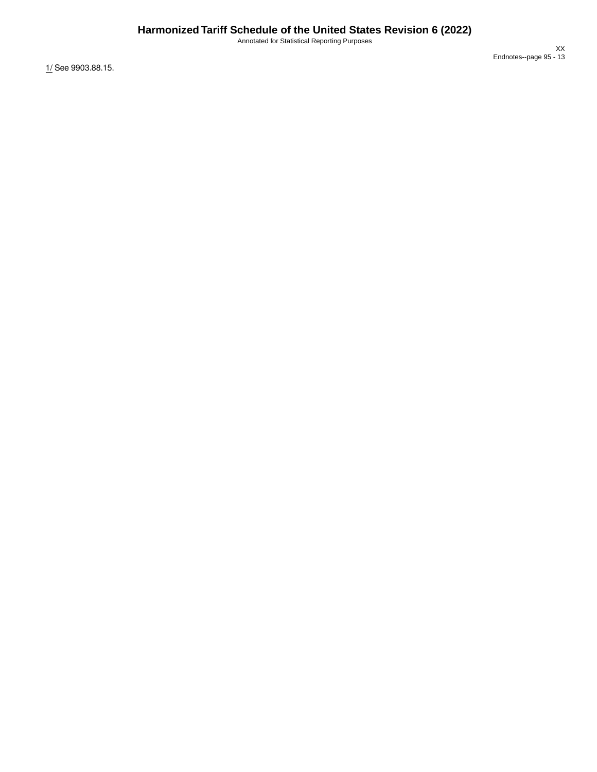1/ See 9903.88.15.